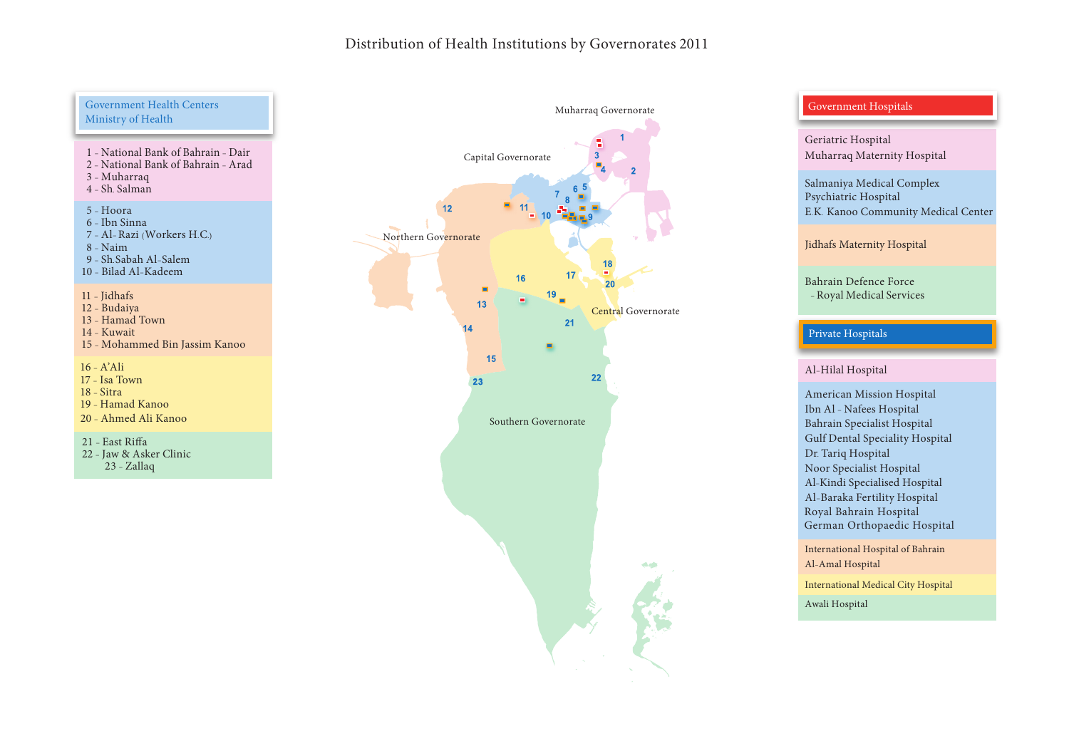# Distribution of Health Institutions by Governorates 2011

## Government Health Centers Ministry of Health

1 - National Bank of Bahrain - Dair
2 - National Bank of Bahrain - Arad
3 - Muharraq
4 - Sh. Salman

5 - Hoora
6 - Ibn Sinna
7 - Al- Razi (Workers H.C.)
8 - Naim
9 - Sh.Sabah Al-Salem
10 - Bilad Al-Kadeem

11 - Jidhafs
12 - Budaiya
13 - Hamad Town
14 - Kuwait
15 - Mohammed Bin Jassim Kanoo

16 - A'Ali
17 - Isa Town
18 - Sitra
19 - Hamad Kanoo
20 - Ahmed Ali Kanoo

21 - East Riffa
22 - Jaw & Asker Clinic
23 - Zallaq

Muharraq Governorate

Capital Governorate

Northern Governorate

Central Governorate

Southern Governorate

## Government Hospitals

Geriatric Hospital
Muharraq Maternity Hospital

Salmaniya Medical Complex
Psychiatric Hospital
E.K. Kanoo Community Medical Center

Jidhafs Maternity Hospital

Bahrain Defence Force
- Royal Medical Services

## Private Hospitals

Al-Hilal Hospital

American Mission Hospital
Ibn Al - Nafees Hospital
Bahrain Specialist Hospital
Gulf Dental Speciality Hospital
Dr. Tariq Hospital
Noor Specialist Hospital
Al-Kindi Specialised Hospital
Al-Baraka Fertility Hospital
Royal Bahrain Hospital
German Orthopaedic Hospital

International Hospital of Bahrain
Al-Amal Hospital

International Medical City Hospital

Awali Hospital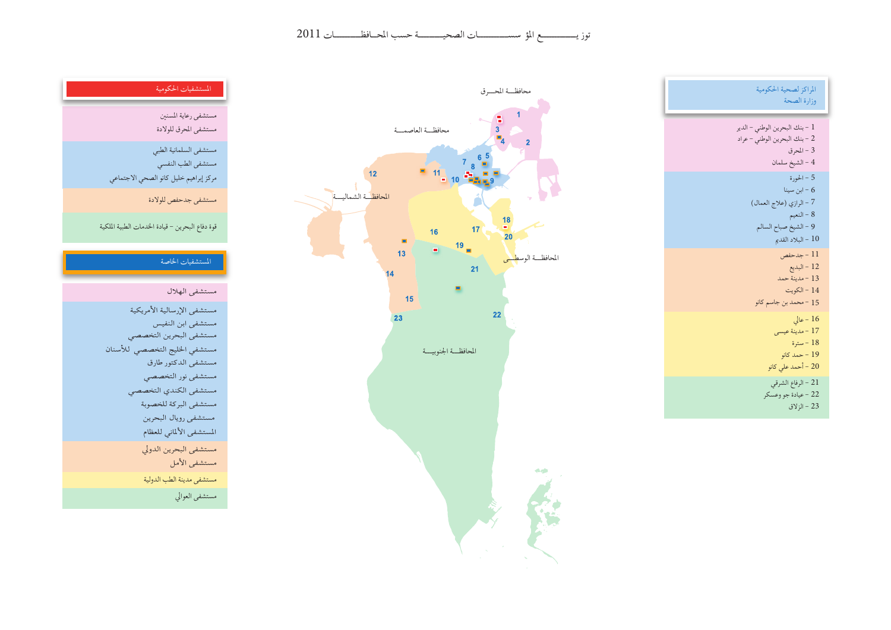# توزيـــــع المؤسســـــــات الصحيـــــة حسب المحـــافظـــــــات 2011

**المراكز لصحية الحكومية وزارة الصحة**

- 1 - بنك البحرين الوطني - الدير
- 2 - بنك البحرين الوطني - عراد
- 3 - المحرق
- 4 - الشيخ سلمان
- 5 - الحورة
- 6 - ابن سينا
- 7 - الرازي (علاج العمال)
- 8 - النعيم
- 9 - الشيخ صباح السالم
- 10 - البلاد القديم
- 11 - جدحفص
- 12 - البديع
- 13 - مدينة حمد
- 14 - الكويت
- 15 - محمد بن جاسم كانو
- 16 - عالي
- 17 - مدينة عيسى
- 18 - سترة
- 19 - حمد كانو
- 20 - أحمد علي كانو
- 21 - الرفاع الشرقي
- 22 - عيادة جو وعسكر
- 23 - الزلاق

**المستشفيات الحكومية**

- مستشفى رعاية المسنين
- مستشفى المحرق للولادة
- مستشفى السلمانية الطبي
- مستشفى الطب النفسي
- مركز إبراهيم خليل كانو الصحي الاجتماعي
- مستشفى جدحفص للولادة
- قوة دفاع البحرين - قيادة الخدمات الطبية الملكية

**المستشفيات الخاصة**

- مستشفى الهلال
- مستشفى الإرسالية الأمريكية
- مستشفى ابن النفيس
- مستشفى البحرين التخصصي
- مستشفى الخليج التخصصي للأسنان
- مستشفى الدكتور طارق
- مستشفى نور التخصصي
- مستشفى الكندي التخصصي
- مستشفى البركة للخصوبة
- مستشفى رويال البحرين
- المستشفى الألماني للعظام
- مستشفى البحرين الدولي
- مستشفى الأمل
- مستشفى مدينة الطب الدولية
- مستشفى العوالي

محافظة المحرق

محافظة العاصمة

المحافظة الشمالية

المحافظة الوسطى

المحافظة الجنوبية

1 2 3 4 5 6 7 8 9 10 11 12 13 14 15 16 17 18 19 20 21 22 23